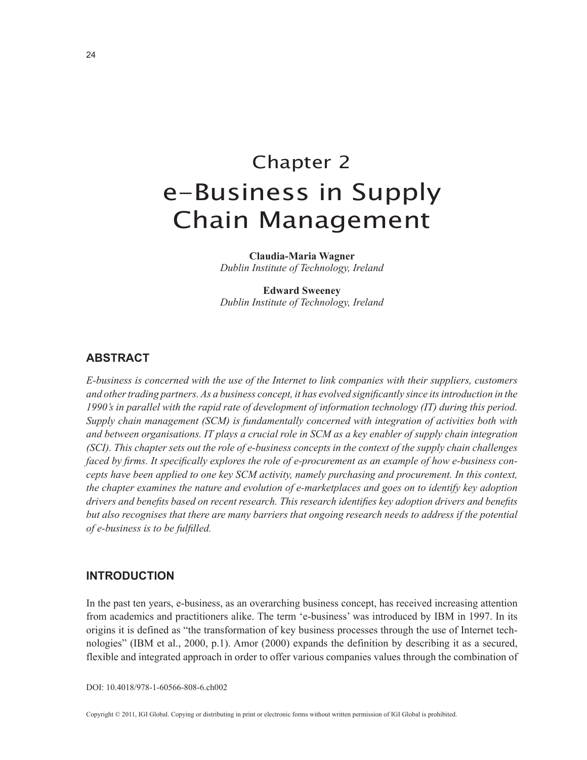# Chapter 2
# e-Business in Supply Chain Management

**Claudia-Maria Wagner**
*Dublin Institute of Technology, Ireland*

**Edward Sweeney**
*Dublin Institute of Technology, Ireland*

## ABSTRACT

*E-business is concerned with the use of the Internet to link companies with their suppliers, customers and other trading partners. As a business concept, it has evolved significantly since its introduction in the 1990's in parallel with the rapid rate of development of information technology (IT) during this period. Supply chain management (SCM) is fundamentally concerned with integration of activities both with and between organisations. IT plays a crucial role in SCM as a key enabler of supply chain integration (SCI). This chapter sets out the role of e-business concepts in the context of the supply chain challenges faced by firms. It specifically explores the role of e-procurement as an example of how e-business concepts have been applied to one key SCM activity, namely purchasing and procurement. In this context, the chapter examines the nature and evolution of e-marketplaces and goes on to identify key adoption drivers and benefits based on recent research. This research identifies key adoption drivers and benefits but also recognises that there are many barriers that ongoing research needs to address if the potential of e-business is to be fulfilled.*

## INTRODUCTION

In the past ten years, e-business, as an overarching business concept, has received increasing attention from academics and practitioners alike. The term 'e-business' was introduced by IBM in 1997. In its origins it is defined as "the transformation of key business processes through the use of Internet technologies" (IBM et al., 2000, p.1). Amor (2000) expands the definition by describing it as a secured, flexible and integrated approach in order to offer various companies values through the combination of

DOI: 10.4018/978-1-60566-808-6.ch002

Copyright © 2011, IGI Global. Copying or distributing in print or electronic forms without written permission of IGI Global is prohibited.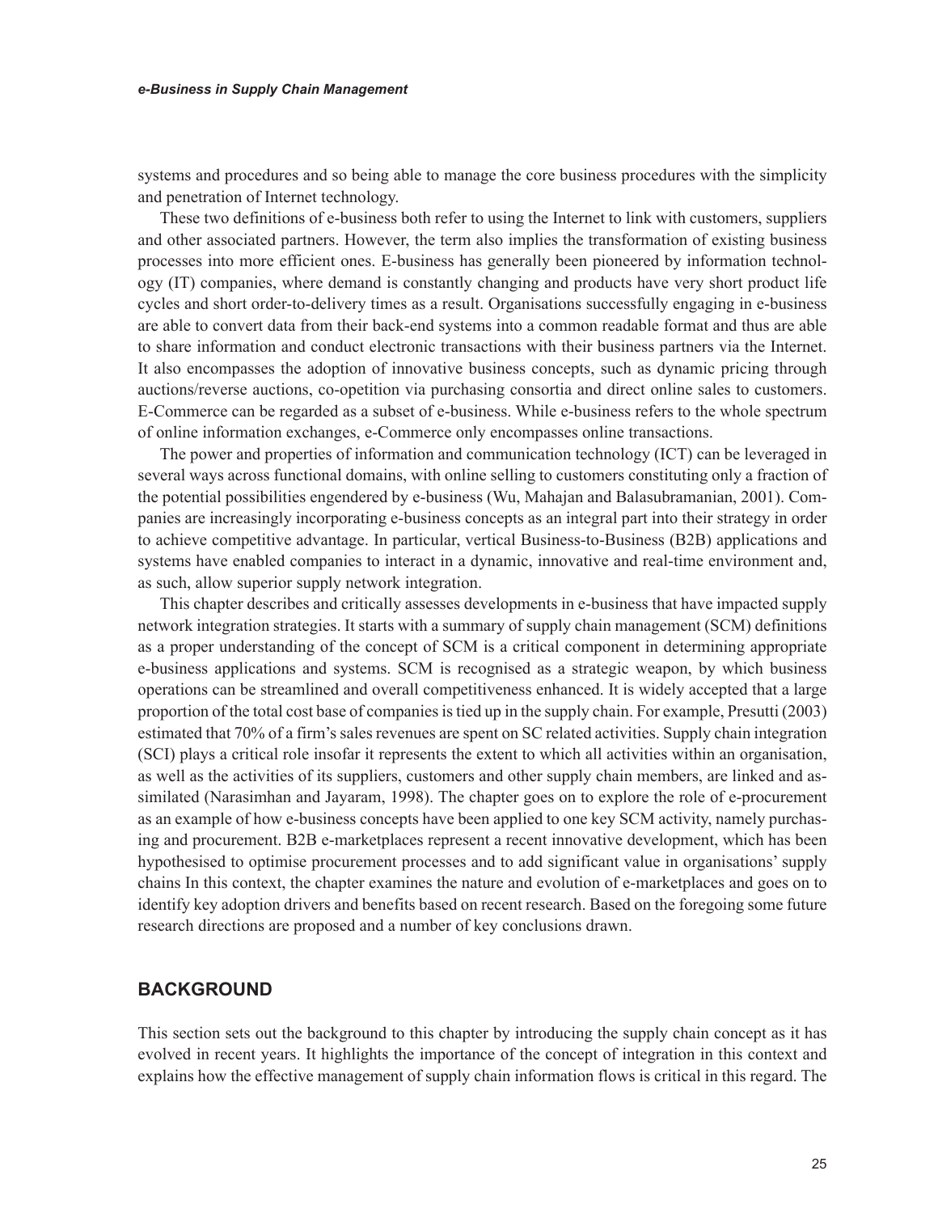systems and procedures and so being able to manage the core business procedures with the simplicity and penetration of Internet technology.

These two definitions of e-business both refer to using the Internet to link with customers, suppliers and other associated partners. However, the term also implies the transformation of existing business processes into more efficient ones. E-business has generally been pioneered by information technology (IT) companies, where demand is constantly changing and products have very short product life cycles and short order-to-delivery times as a result. Organisations successfully engaging in e-business are able to convert data from their back-end systems into a common readable format and thus are able to share information and conduct electronic transactions with their business partners via the Internet. It also encompasses the adoption of innovative business concepts, such as dynamic pricing through auctions/reverse auctions, co-opetition via purchasing consortia and direct online sales to customers. E-Commerce can be regarded as a subset of e-business. While e-business refers to the whole spectrum of online information exchanges, e-Commerce only encompasses online transactions.

The power and properties of information and communication technology (ICT) can be leveraged in several ways across functional domains, with online selling to customers constituting only a fraction of the potential possibilities engendered by e-business (Wu, Mahajan and Balasubramanian, 2001). Companies are increasingly incorporating e-business concepts as an integral part into their strategy in order to achieve competitive advantage. In particular, vertical Business-to-Business (B2B) applications and systems have enabled companies to interact in a dynamic, innovative and real-time environment and, as such, allow superior supply network integration.

This chapter describes and critically assesses developments in e-business that have impacted supply network integration strategies. It starts with a summary of supply chain management (SCM) definitions as a proper understanding of the concept of SCM is a critical component in determining appropriate e-business applications and systems. SCM is recognised as a strategic weapon, by which business operations can be streamlined and overall competitiveness enhanced. It is widely accepted that a large proportion of the total cost base of companies is tied up in the supply chain. For example, Presutti (2003) estimated that 70% of a firm's sales revenues are spent on SC related activities. Supply chain integration (SCI) plays a critical role insofar it represents the extent to which all activities within an organisation, as well as the activities of its suppliers, customers and other supply chain members, are linked and assimilated (Narasimhan and Jayaram, 1998). The chapter goes on to explore the role of e-procurement as an example of how e-business concepts have been applied to one key SCM activity, namely purchasing and procurement. B2B e-marketplaces represent a recent innovative development, which has been hypothesised to optimise procurement processes and to add significant value in organisations' supply chains In this context, the chapter examines the nature and evolution of e-marketplaces and goes on to identify key adoption drivers and benefits based on recent research. Based on the foregoing some future research directions are proposed and a number of key conclusions drawn.

## BACKGROUND

This section sets out the background to this chapter by introducing the supply chain concept as it has evolved in recent years. It highlights the importance of the concept of integration in this context and explains how the effective management of supply chain information flows is critical in this regard. The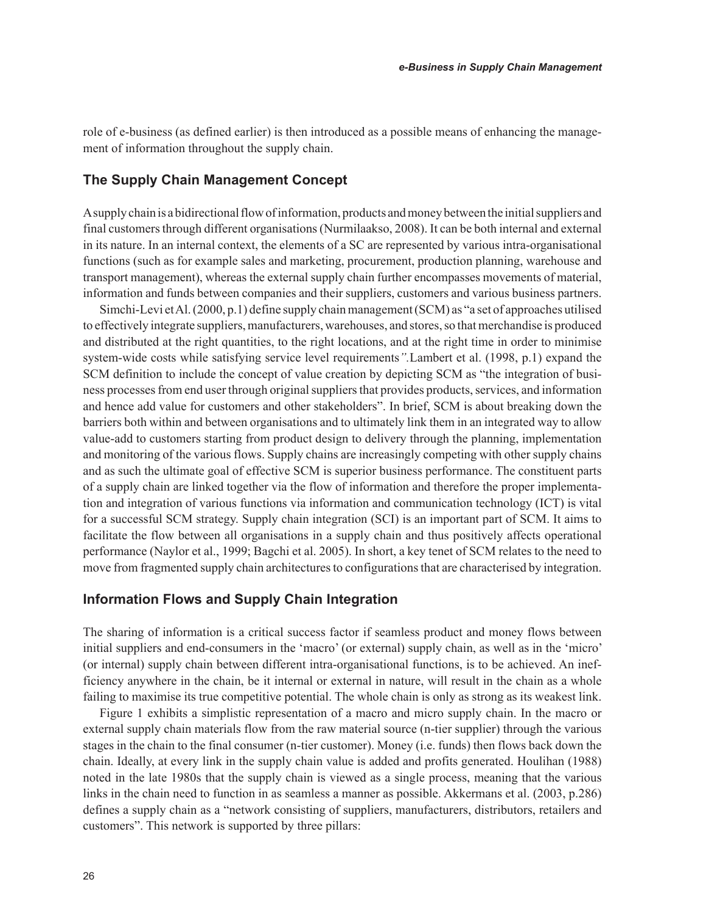role of e-business (as defined earlier) is then introduced as a possible means of enhancing the management of information throughout the supply chain.

## The Supply Chain Management Concept

A supply chain is a bidirectional flow of information, products and money between the initial suppliers and final customers through different organisations (Nurmilaakso, 2008). It can be both internal and external in its nature. In an internal context, the elements of a SC are represented by various intra-organisational functions (such as for example sales and marketing, procurement, production planning, warehouse and transport management), whereas the external supply chain further encompasses movements of material, information and funds between companies and their suppliers, customers and various business partners.

Simchi-Levi et Al. (2000, p.1) define supply chain management (SCM) as "a set of approaches utilised to effectively integrate suppliers, manufacturers, warehouses, and stores, so that merchandise is produced and distributed at the right quantities, to the right locations, and at the right time in order to minimise system-wide costs while satisfying service level requirements*".* Lambert et al. (1998, p.1) expand the SCM definition to include the concept of value creation by depicting SCM as "the integration of business processes from end user through original suppliers that provides products, services, and information and hence add value for customers and other stakeholders". In brief, SCM is about breaking down the barriers both within and between organisations and to ultimately link them in an integrated way to allow value-add to customers starting from product design to delivery through the planning, implementation and monitoring of the various flows. Supply chains are increasingly competing with other supply chains and as such the ultimate goal of effective SCM is superior business performance. The constituent parts of a supply chain are linked together via the flow of information and therefore the proper implementation and integration of various functions via information and communication technology (ICT) is vital for a successful SCM strategy. Supply chain integration (SCI) is an important part of SCM. It aims to facilitate the flow between all organisations in a supply chain and thus positively affects operational performance (Naylor et al., 1999; Bagchi et al. 2005). In short, a key tenet of SCM relates to the need to move from fragmented supply chain architectures to configurations that are characterised by integration.

## Information Flows and Supply Chain Integration

The sharing of information is a critical success factor if seamless product and money flows between initial suppliers and end-consumers in the 'macro' (or external) supply chain, as well as in the 'micro' (or internal) supply chain between different intra-organisational functions, is to be achieved. An inefficiency anywhere in the chain, be it internal or external in nature, will result in the chain as a whole failing to maximise its true competitive potential. The whole chain is only as strong as its weakest link.

Figure 1 exhibits a simplistic representation of a macro and micro supply chain. In the macro or external supply chain materials flow from the raw material source (n-tier supplier) through the various stages in the chain to the final consumer (n-tier customer). Money (i.e. funds) then flows back down the chain. Ideally, at every link in the supply chain value is added and profits generated. Houlihan (1988) noted in the late 1980s that the supply chain is viewed as a single process, meaning that the various links in the chain need to function in as seamless a manner as possible. Akkermans et al. (2003, p.286) defines a supply chain as a "network consisting of suppliers, manufacturers, distributors, retailers and customers". This network is supported by three pillars: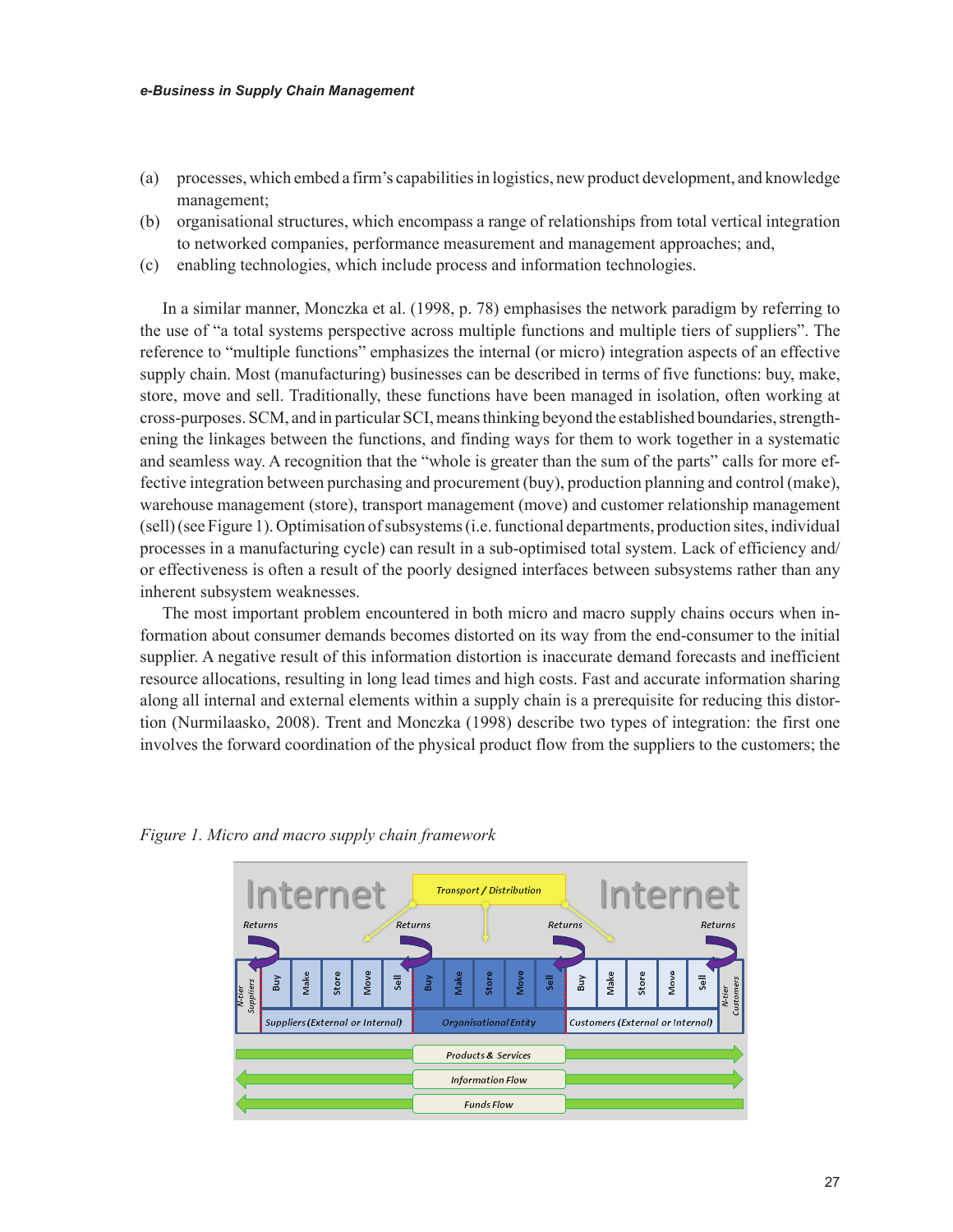(a) processes, which embed a firm's capabilities in logistics, new product development, and knowledge management;
(b) organisational structures, which encompass a range of relationships from total vertical integration to networked companies, performance measurement and management approaches; and,
(c) enabling technologies, which include process and information technologies.

In a similar manner, Monczka et al. (1998, p. 78) emphasises the network paradigm by referring to the use of "a total systems perspective across multiple functions and multiple tiers of suppliers". The reference to "multiple functions" emphasizes the internal (or micro) integration aspects of an effective supply chain. Most (manufacturing) businesses can be described in terms of five functions: buy, make, store, move and sell. Traditionally, these functions have been managed in isolation, often working at cross-purposes. SCM, and in particular SCI, means thinking beyond the established boundaries, strengthening the linkages between the functions, and finding ways for them to work together in a systematic and seamless way. A recognition that the "whole is greater than the sum of the parts" calls for more effective integration between purchasing and procurement (buy), production planning and control (make), warehouse management (store), transport management (move) and customer relationship management (sell) (see Figure 1). Optimisation of subsystems (i.e. functional departments, production sites, individual processes in a manufacturing cycle) can result in a sub-optimised total system. Lack of efficiency and/or effectiveness is often a result of the poorly designed interfaces between subsystems rather than any inherent subsystem weaknesses.

The most important problem encountered in both micro and macro supply chains occurs when information about consumer demands becomes distorted on its way from the end-consumer to the initial supplier. A negative result of this information distortion is inaccurate demand forecasts and inefficient resource allocations, resulting in long lead times and high costs. Fast and accurate information sharing along all internal and external elements within a supply chain is a prerequisite for reducing this distortion (Nurmilaasko, 2008). Trent and Monczka (1998) describe two types of integration: the first one involves the forward coordination of the physical product flow from the suppliers to the customers; the

*Figure 1. Micro and macro supply chain framework*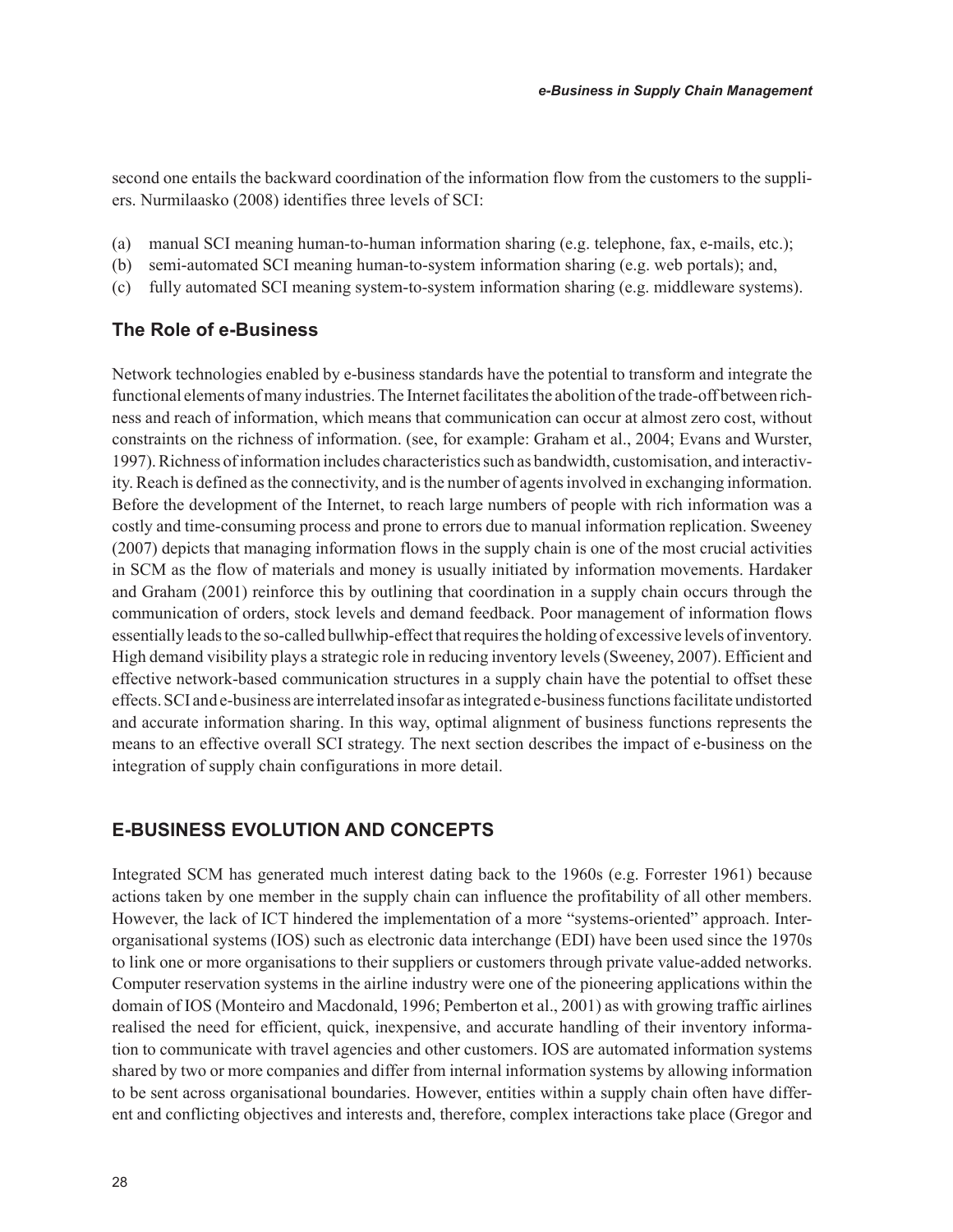second one entails the backward coordination of the information flow from the customers to the suppliers. Nurmilaasko (2008) identifies three levels of SCI:

(a) manual SCI meaning human-to-human information sharing (e.g. telephone, fax, e-mails, etc.);
(b) semi-automated SCI meaning human-to-system information sharing (e.g. web portals); and,
(c) fully automated SCI meaning system-to-system information sharing (e.g. middleware systems).

### The Role of e-Business

Network technologies enabled by e-business standards have the potential to transform and integrate the functional elements of many industries. The Internet facilitates the abolition of the trade-off between richness and reach of information, which means that communication can occur at almost zero cost, without constraints on the richness of information. (see, for example: Graham et al., 2004; Evans and Wurster, 1997). Richness of information includes characteristics such as bandwidth, customisation, and interactivity. Reach is defined as the connectivity, and is the number of agents involved in exchanging information. Before the development of the Internet, to reach large numbers of people with rich information was a costly and time-consuming process and prone to errors due to manual information replication. Sweeney (2007) depicts that managing information flows in the supply chain is one of the most crucial activities in SCM as the flow of materials and money is usually initiated by information movements. Hardaker and Graham (2001) reinforce this by outlining that coordination in a supply chain occurs through the communication of orders, stock levels and demand feedback. Poor management of information flows essentially leads to the so-called bullwhip-effect that requires the holding of excessive levels of inventory. High demand visibility plays a strategic role in reducing inventory levels (Sweeney, 2007). Efficient and effective network-based communication structures in a supply chain have the potential to offset these effects. SCI and e-business are interrelated insofar as integrated e-business functions facilitate undistorted and accurate information sharing. In this way, optimal alignment of business functions represents the means to an effective overall SCI strategy. The next section describes the impact of e-business on the integration of supply chain configurations in more detail.

## E-BUSINESS EVOLUTION AND CONCEPTS

Integrated SCM has generated much interest dating back to the 1960s (e.g. Forrester 1961) because actions taken by one member in the supply chain can influence the profitability of all other members. However, the lack of ICT hindered the implementation of a more "systems-oriented" approach. Inter-organisational systems (IOS) such as electronic data interchange (EDI) have been used since the 1970s to link one or more organisations to their suppliers or customers through private value-added networks. Computer reservation systems in the airline industry were one of the pioneering applications within the domain of IOS (Monteiro and Macdonald, 1996; Pemberton et al., 2001) as with growing traffic airlines realised the need for efficient, quick, inexpensive, and accurate handling of their inventory information to communicate with travel agencies and other customers. IOS are automated information systems shared by two or more companies and differ from internal information systems by allowing information to be sent across organisational boundaries. However, entities within a supply chain often have different and conflicting objectives and interests and, therefore, complex interactions take place (Gregor and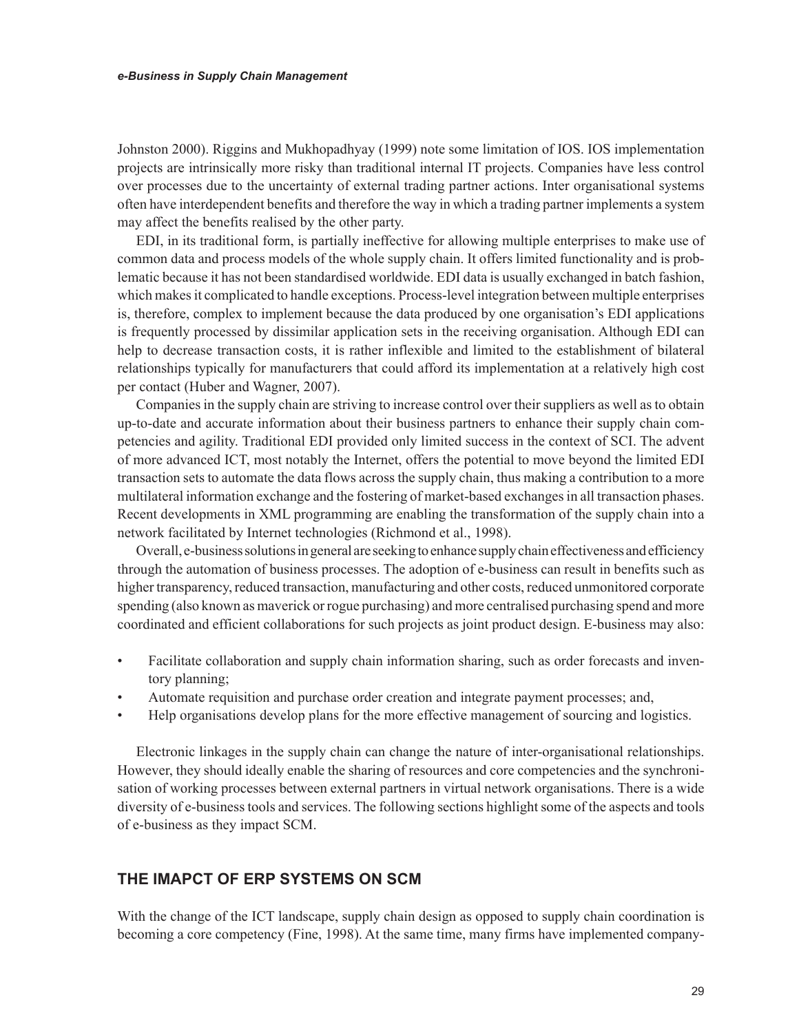Johnston 2000). Riggins and Mukhopadhyay (1999) note some limitation of IOS. IOS implementation projects are intrinsically more risky than traditional internal IT projects. Companies have less control over processes due to the uncertainty of external trading partner actions. Inter organisational systems often have interdependent benefits and therefore the way in which a trading partner implements a system may affect the benefits realised by the other party.

EDI, in its traditional form, is partially ineffective for allowing multiple enterprises to make use of common data and process models of the whole supply chain. It offers limited functionality and is problematic because it has not been standardised worldwide. EDI data is usually exchanged in batch fashion, which makes it complicated to handle exceptions. Process-level integration between multiple enterprises is, therefore, complex to implement because the data produced by one organisation's EDI applications is frequently processed by dissimilar application sets in the receiving organisation. Although EDI can help to decrease transaction costs, it is rather inflexible and limited to the establishment of bilateral relationships typically for manufacturers that could afford its implementation at a relatively high cost per contact (Huber and Wagner, 2007).

Companies in the supply chain are striving to increase control over their suppliers as well as to obtain up-to-date and accurate information about their business partners to enhance their supply chain competencies and agility. Traditional EDI provided only limited success in the context of SCI. The advent of more advanced ICT, most notably the Internet, offers the potential to move beyond the limited EDI transaction sets to automate the data flows across the supply chain, thus making a contribution to a more multilateral information exchange and the fostering of market-based exchanges in all transaction phases. Recent developments in XML programming are enabling the transformation of the supply chain into a network facilitated by Internet technologies (Richmond et al., 1998).

Overall, e-business solutions in general are seeking to enhance supply chain effectiveness and efficiency through the automation of business processes. The adoption of e-business can result in benefits such as higher transparency, reduced transaction, manufacturing and other costs, reduced unmonitored corporate spending (also known as maverick or rogue purchasing) and more centralised purchasing spend and more coordinated and efficient collaborations for such projects as joint product design. E-business may also:

- Facilitate collaboration and supply chain information sharing, such as order forecasts and inventory planning;
- Automate requisition and purchase order creation and integrate payment processes; and,
- Help organisations develop plans for the more effective management of sourcing and logistics.

Electronic linkages in the supply chain can change the nature of inter-organisational relationships. However, they should ideally enable the sharing of resources and core competencies and the synchronisation of working processes between external partners in virtual network organisations. There is a wide diversity of e-business tools and services. The following sections highlight some of the aspects and tools of e-business as they impact SCM.

## THE IMAPCT OF ERP SYSTEMS ON SCM

With the change of the ICT landscape, supply chain design as opposed to supply chain coordination is becoming a core competency (Fine, 1998). At the same time, many firms have implemented company-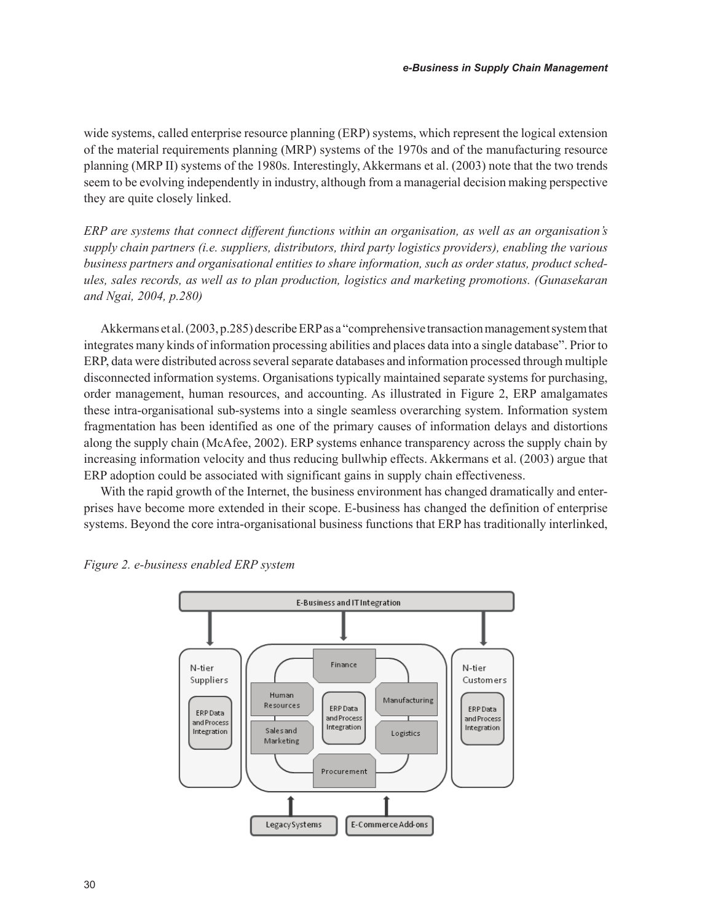wide systems, called enterprise resource planning (ERP) systems, which represent the logical extension of the material requirements planning (MRP) systems of the 1970s and of the manufacturing resource planning (MRP II) systems of the 1980s. Interestingly, Akkermans et al. (2003) note that the two trends seem to be evolving independently in industry, although from a managerial decision making perspective they are quite closely linked.

*ERP are systems that connect different functions within an organisation, as well as an organisation's supply chain partners (i.e. suppliers, distributors, third party logistics providers), enabling the various business partners and organisational entities to share information, such as order status, product schedules, sales records, as well as to plan production, logistics and marketing promotions. (Gunasekaran and Ngai, 2004, p.280)*

Akkermans et al. (2003, p.285) describe ERP as a "comprehensive transaction management system that integrates many kinds of information processing abilities and places data into a single database". Prior to ERP, data were distributed across several separate databases and information processed through multiple disconnected information systems. Organisations typically maintained separate systems for purchasing, order management, human resources, and accounting. As illustrated in Figure 2, ERP amalgamates these intra-organisational sub-systems into a single seamless overarching system. Information system fragmentation has been identified as one of the primary causes of information delays and distortions along the supply chain (McAfee, 2002). ERP systems enhance transparency across the supply chain by increasing information velocity and thus reducing bullwhip effects. Akkermans et al. (2003) argue that ERP adoption could be associated with significant gains in supply chain effectiveness.

With the rapid growth of the Internet, the business environment has changed dramatically and enterprises have become more extended in their scope. E-business has changed the definition of enterprise systems. Beyond the core intra-organisational business functions that ERP has traditionally interlinked,

*Figure 2. e-business enabled ERP system*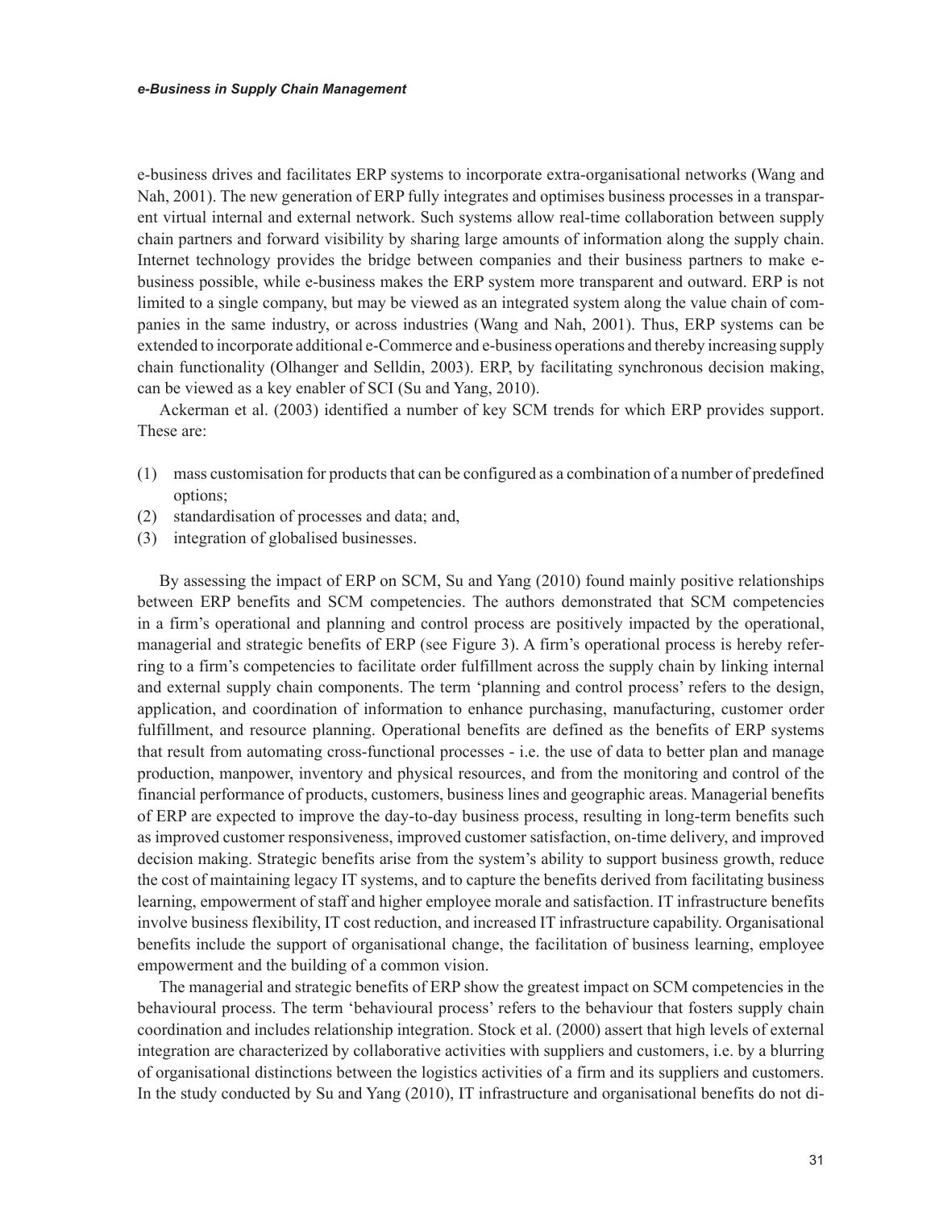e-business drives and facilitates ERP systems to incorporate extra-organisational networks (Wang and Nah, 2001). The new generation of ERP fully integrates and optimises business processes in a transparent virtual internal and external network. Such systems allow real-time collaboration between supply chain partners and forward visibility by sharing large amounts of information along the supply chain. Internet technology provides the bridge between companies and their business partners to make e-business possible, while e-business makes the ERP system more transparent and outward. ERP is not limited to a single company, but may be viewed as an integrated system along the value chain of companies in the same industry, or across industries (Wang and Nah, 2001). Thus, ERP systems can be extended to incorporate additional e-Commerce and e-business operations and thereby increasing supply chain functionality (Olhanger and Selldin, 2003). ERP, by facilitating synchronous decision making, can be viewed as a key enabler of SCI (Su and Yang, 2010).

Ackerman et al. (2003) identified a number of key SCM trends for which ERP provides support. These are:

(1) mass customisation for products that can be configured as a combination of a number of predefined options;
(2) standardisation of processes and data; and,
(3) integration of globalised businesses.

By assessing the impact of ERP on SCM, Su and Yang (2010) found mainly positive relationships between ERP benefits and SCM competencies. The authors demonstrated that SCM competencies in a firm's operational and planning and control process are positively impacted by the operational, managerial and strategic benefits of ERP (see Figure 3). A firm's operational process is hereby referring to a firm's competencies to facilitate order fulfillment across the supply chain by linking internal and external supply chain components. The term 'planning and control process' refers to the design, application, and coordination of information to enhance purchasing, manufacturing, customer order fulfillment, and resource planning. Operational benefits are defined as the benefits of ERP systems that result from automating cross-functional processes - i.e. the use of data to better plan and manage production, manpower, inventory and physical resources, and from the monitoring and control of the financial performance of products, customers, business lines and geographic areas. Managerial benefits of ERP are expected to improve the day-to-day business process, resulting in long-term benefits such as improved customer responsiveness, improved customer satisfaction, on-time delivery, and improved decision making. Strategic benefits arise from the system's ability to support business growth, reduce the cost of maintaining legacy IT systems, and to capture the benefits derived from facilitating business learning, empowerment of staff and higher employee morale and satisfaction. IT infrastructure benefits involve business flexibility, IT cost reduction, and increased IT infrastructure capability. Organisational benefits include the support of organisational change, the facilitation of business learning, employee empowerment and the building of a common vision.

The managerial and strategic benefits of ERP show the greatest impact on SCM competencies in the behavioural process. The term 'behavioural process' refers to the behaviour that fosters supply chain coordination and includes relationship integration. Stock et al. (2000) assert that high levels of external integration are characterized by collaborative activities with suppliers and customers, i.e. by a blurring of organisational distinctions between the logistics activities of a firm and its suppliers and customers. In the study conducted by Su and Yang (2010), IT infrastructure and organisational benefits do not di-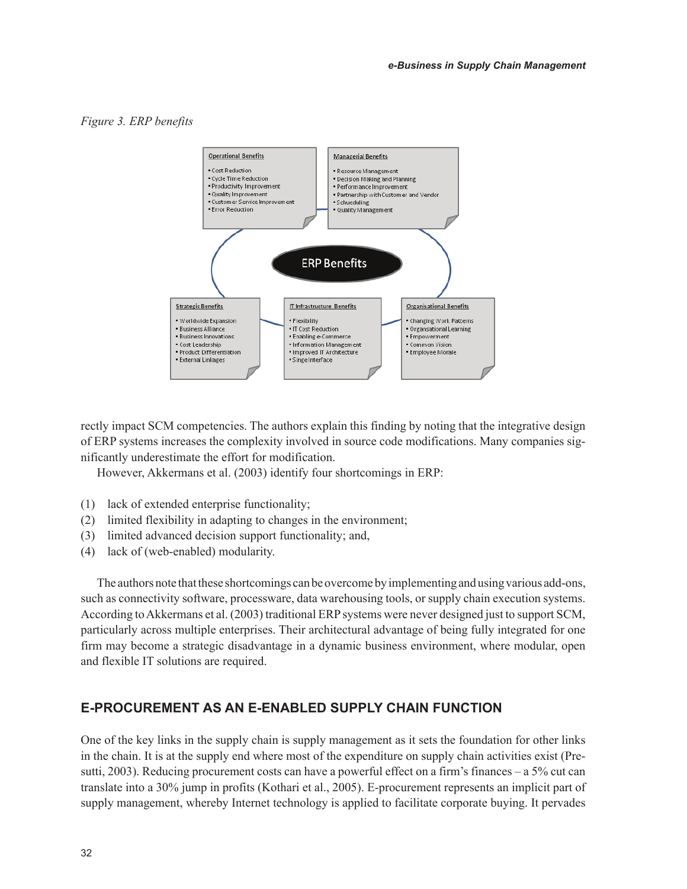*Figure 3. ERP benefits*

**Operational Benefits**
- Cost Reduction
- Cycle Time Reduction
- Productivity Improvement
- Quality Improvement
- Customer Service Improvement
- Error Reduction

**Managerial Benefits**
- Resource Management
- Decision Making and Planning
- Performance Improvement
- Partnership with Customer and Vendor
- Schueduling
- Quality Management

**ERP Benefits**

**Strategic Benefits**
- Worldwide Expansion
- Business Alliance
- Business Innovations
- Cost Leadership
- Product Differentiation
- External Linkages

**IT Infrastructure Benefits**
- Flexibility
- IT Cost Reduction
- Enabling e-Commerce
- Information Management
- Improved IT Architecture
- Singe Interface

**Organisational Benefits**
- Changing Work Patterns
- Organsational Learning
- Empowerment
- Common Vision
- Employee Morale

rectly impact SCM competencies. The authors explain this finding by noting that the integrative design of ERP systems increases the complexity involved in source code modifications. Many companies significantly underestimate the effort for modification.

However, Akkermans et al. (2003) identify four shortcomings in ERP:

(1) lack of extended enterprise functionality;
(2) limited flexibility in adapting to changes in the environment;
(3) limited advanced decision support functionality; and,
(4) lack of (web-enabled) modularity.

The authors note that these shortcomings can be overcome by implementing and using various add-ons, such as connectivity software, processware, data warehousing tools, or supply chain execution systems. According to Akkermans et al. (2003) traditional ERP systems were never designed just to support SCM, particularly across multiple enterprises. Their architectural advantage of being fully integrated for one firm may become a strategic disadvantage in a dynamic business environment, where modular, open and flexible IT solutions are required.

## E-PROCUREMENT AS AN E-ENABLED SUPPLY CHAIN FUNCTION

One of the key links in the supply chain is supply management as it sets the foundation for other links in the chain. It is at the supply end where most of the expenditure on supply chain activities exist (Presutti, 2003). Reducing procurement costs can have a powerful effect on a firm's finances – a 5% cut can translate into a 30% jump in profits (Kothari et al., 2005). E-procurement represents an implicit part of supply management, whereby Internet technology is applied to facilitate corporate buying. It pervades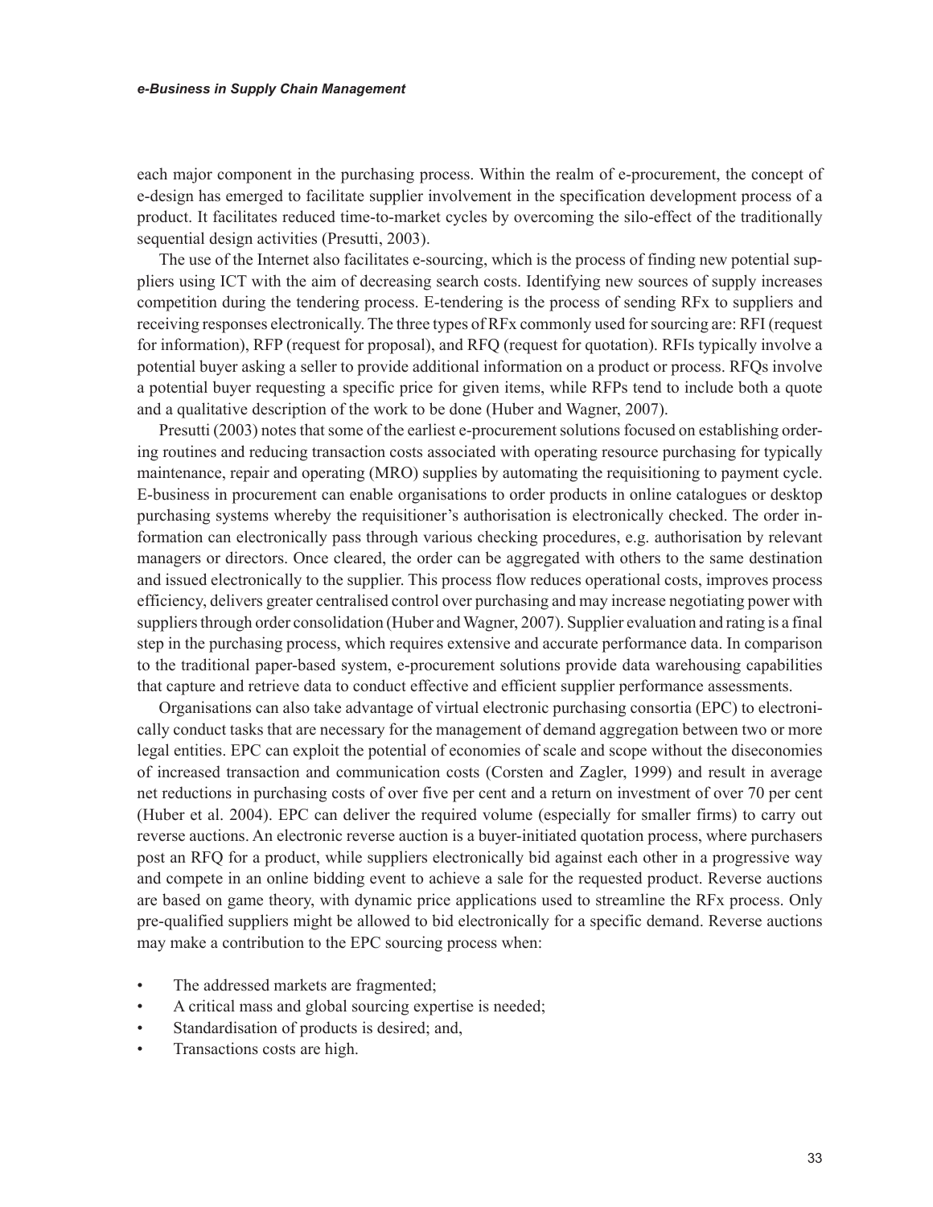each major component in the purchasing process. Within the realm of e-procurement, the concept of e-design has emerged to facilitate supplier involvement in the specification development process of a product. It facilitates reduced time-to-market cycles by overcoming the silo-effect of the traditionally sequential design activities (Presutti, 2003).

The use of the Internet also facilitates e-sourcing, which is the process of finding new potential suppliers using ICT with the aim of decreasing search costs. Identifying new sources of supply increases competition during the tendering process. E-tendering is the process of sending RFx to suppliers and receiving responses electronically. The three types of RFx commonly used for sourcing are: RFI (request for information), RFP (request for proposal), and RFQ (request for quotation). RFIs typically involve a potential buyer asking a seller to provide additional information on a product or process. RFQs involve a potential buyer requesting a specific price for given items, while RFPs tend to include both a quote and a qualitative description of the work to be done (Huber and Wagner, 2007).

Presutti (2003) notes that some of the earliest e-procurement solutions focused on establishing ordering routines and reducing transaction costs associated with operating resource purchasing for typically maintenance, repair and operating (MRO) supplies by automating the requisitioning to payment cycle. E-business in procurement can enable organisations to order products in online catalogues or desktop purchasing systems whereby the requisitioner's authorisation is electronically checked. The order information can electronically pass through various checking procedures, e.g. authorisation by relevant managers or directors. Once cleared, the order can be aggregated with others to the same destination and issued electronically to the supplier. This process flow reduces operational costs, improves process efficiency, delivers greater centralised control over purchasing and may increase negotiating power with suppliers through order consolidation (Huber and Wagner, 2007). Supplier evaluation and rating is a final step in the purchasing process, which requires extensive and accurate performance data. In comparison to the traditional paper-based system, e-procurement solutions provide data warehousing capabilities that capture and retrieve data to conduct effective and efficient supplier performance assessments.

Organisations can also take advantage of virtual electronic purchasing consortia (EPC) to electronically conduct tasks that are necessary for the management of demand aggregation between two or more legal entities. EPC can exploit the potential of economies of scale and scope without the diseconomies of increased transaction and communication costs (Corsten and Zagler, 1999) and result in average net reductions in purchasing costs of over five per cent and a return on investment of over 70 per cent (Huber et al. 2004). EPC can deliver the required volume (especially for smaller firms) to carry out reverse auctions. An electronic reverse auction is a buyer-initiated quotation process, where purchasers post an RFQ for a product, while suppliers electronically bid against each other in a progressive way and compete in an online bidding event to achieve a sale for the requested product. Reverse auctions are based on game theory, with dynamic price applications used to streamline the RFx process. Only pre-qualified suppliers might be allowed to bid electronically for a specific demand. Reverse auctions may make a contribution to the EPC sourcing process when:

- The addressed markets are fragmented;
- A critical mass and global sourcing expertise is needed;
- Standardisation of products is desired; and,
- Transactions costs are high.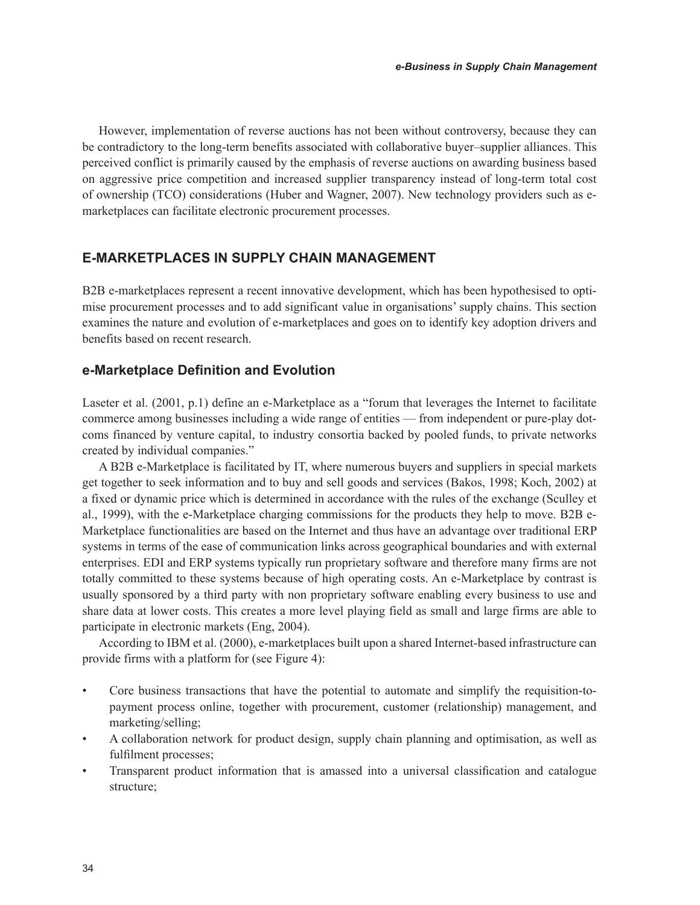However, implementation of reverse auctions has not been without controversy, because they can be contradictory to the long-term benefits associated with collaborative buyer–supplier alliances. This perceived conflict is primarily caused by the emphasis of reverse auctions on awarding business based on aggressive price competition and increased supplier transparency instead of long-term total cost of ownership (TCO) considerations (Huber and Wagner, 2007). New technology providers such as e-marketplaces can facilitate electronic procurement processes.

## E-MARKETPLACES IN SUPPLY CHAIN MANAGEMENT

B2B e-marketplaces represent a recent innovative development, which has been hypothesised to optimise procurement processes and to add significant value in organisations' supply chains. This section examines the nature and evolution of e-marketplaces and goes on to identify key adoption drivers and benefits based on recent research.

### e-Marketplace Definition and Evolution

Laseter et al. (2001, p.1) define an e-Marketplace as a "forum that leverages the Internet to facilitate commerce among businesses including a wide range of entities — from independent or pure-play dot-coms financed by venture capital, to industry consortia backed by pooled funds, to private networks created by individual companies."

A B2B e-Marketplace is facilitated by IT, where numerous buyers and suppliers in special markets get together to seek information and to buy and sell goods and services (Bakos, 1998; Koch, 2002) at a fixed or dynamic price which is determined in accordance with the rules of the exchange (Sculley et al., 1999), with the e-Marketplace charging commissions for the products they help to move. B2B e-Marketplace functionalities are based on the Internet and thus have an advantage over traditional ERP systems in terms of the ease of communication links across geographical boundaries and with external enterprises. EDI and ERP systems typically run proprietary software and therefore many firms are not totally committed to these systems because of high operating costs. An e-Marketplace by contrast is usually sponsored by a third party with non proprietary software enabling every business to use and share data at lower costs. This creates a more level playing field as small and large firms are able to participate in electronic markets (Eng, 2004).

According to IBM et al. (2000), e-marketplaces built upon a shared Internet-based infrastructure can provide firms with a platform for (see Figure 4):

- Core business transactions that have the potential to automate and simplify the requisition-to-payment process online, together with procurement, customer (relationship) management, and marketing/selling;
- A collaboration network for product design, supply chain planning and optimisation, as well as fulfilment processes;
- Transparent product information that is amassed into a universal classification and catalogue structure;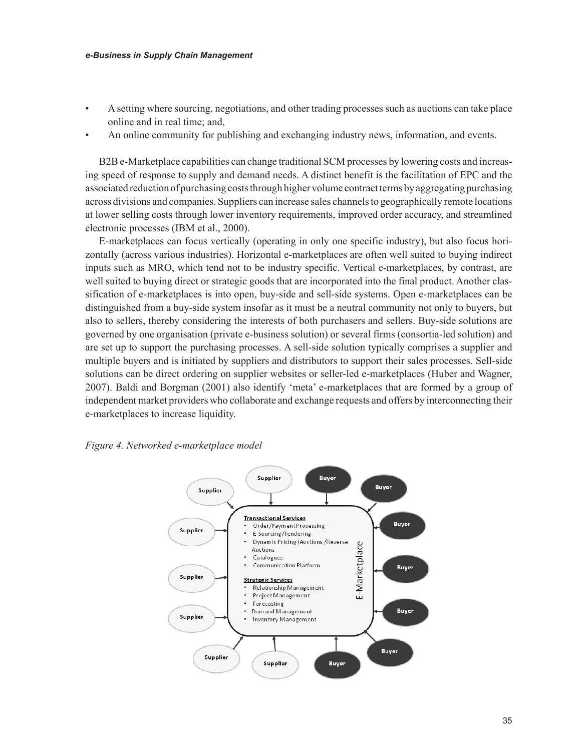- A setting where sourcing, negotiations, and other trading processes such as auctions can take place online and in real time; and,
- An online community for publishing and exchanging industry news, information, and events.

B2B e-Marketplace capabilities can change traditional SCM processes by lowering costs and increasing speed of response to supply and demand needs. A distinct benefit is the facilitation of EPC and the associated reduction of purchasing costs through higher volume contract terms by aggregating purchasing across divisions and companies. Suppliers can increase sales channels to geographically remote locations at lower selling costs through lower inventory requirements, improved order accuracy, and streamlined electronic processes (IBM et al., 2000).

E-marketplaces can focus vertically (operating in only one specific industry), but also focus horizontally (across various industries). Horizontal e-marketplaces are often well suited to buying indirect inputs such as MRO, which tend not to be industry specific. Vertical e-marketplaces, by contrast, are well suited to buying direct or strategic goods that are incorporated into the final product. Another classification of e-marketplaces is into open, buy-side and sell-side systems. Open e-marketplaces can be distinguished from a buy-side system insofar as it must be a neutral community not only to buyers, but also to sellers, thereby considering the interests of both purchasers and sellers. Buy-side solutions are governed by one organisation (private e-business solution) or several firms (consortia-led solution) and are set up to support the purchasing processes. A sell-side solution typically comprises a supplier and multiple buyers and is initiated by suppliers and distributors to support their sales processes. Sell-side solutions can be direct ordering on supplier websites or seller-led e-marketplaces (Huber and Wagner, 2007). Baldi and Borgman (2001) also identify 'meta' e-marketplaces that are formed by a group of independent market providers who collaborate and exchange requests and offers by interconnecting their e-marketplaces to increase liquidity.

*Figure 4. Networked e-marketplace model*

E-Marketplace

**Transactional Services**
- Order/Payment Processing
- E-Sourcing/Tendering
- Dynamic Pricing (Auctions /Reverse Auctions
- Catalogues
- Communication Platform

**Strategic Services**
- Relationship Management
- Project Management
- Forecasting
- Demand Management
- Inventory Management

Supplier, Supplier, Supplier, Supplier, Supplier, Supplier, Supplier, Supplier — Buyer, Buyer, Buyer, Buyer, Buyer, Buyer, Buyer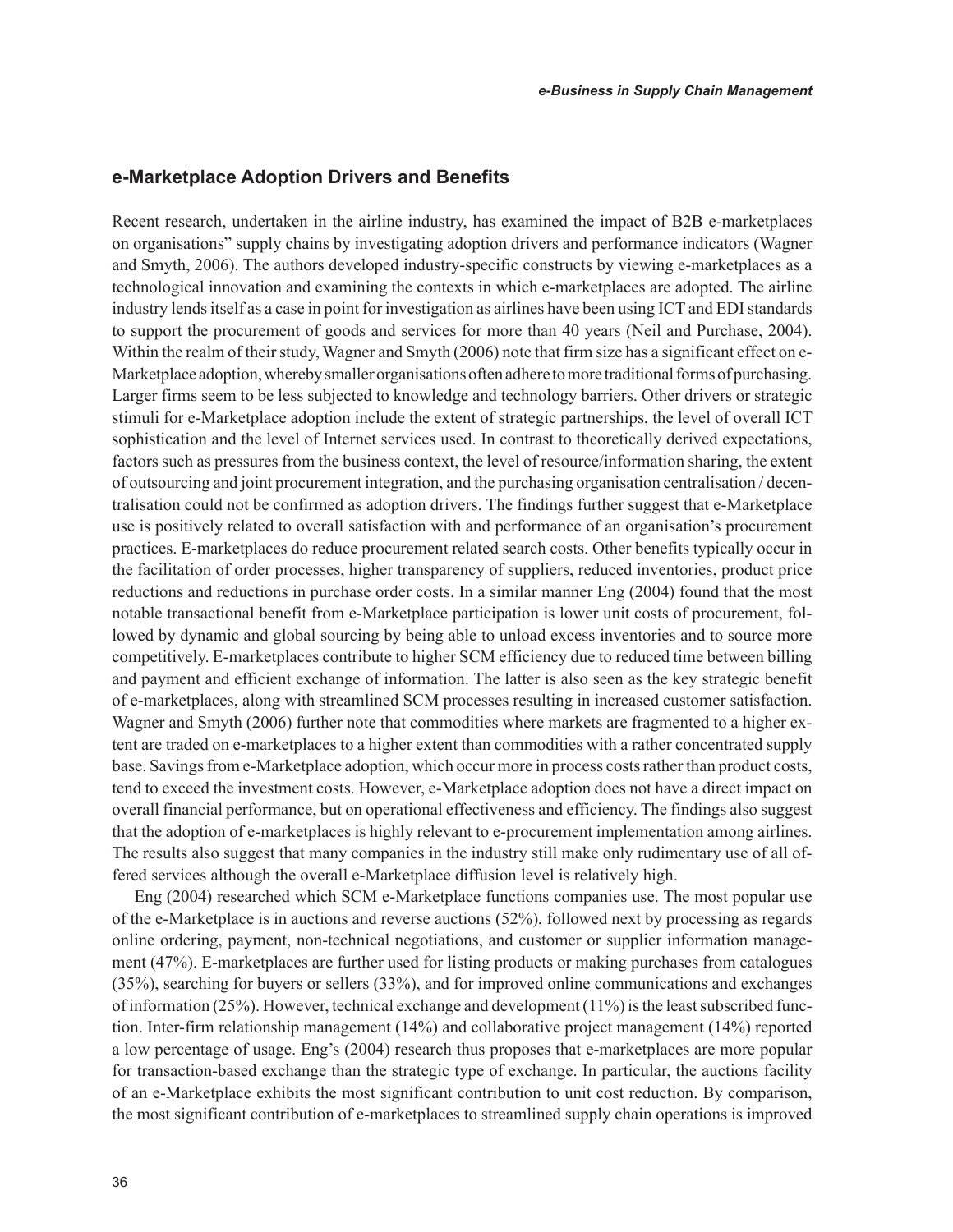## e-Marketplace Adoption Drivers and Benefits

Recent research, undertaken in the airline industry, has examined the impact of B2B e-marketplaces on organisations" supply chains by investigating adoption drivers and performance indicators (Wagner and Smyth, 2006). The authors developed industry-specific constructs by viewing e-marketplaces as a technological innovation and examining the contexts in which e-marketplaces are adopted. The airline industry lends itself as a case in point for investigation as airlines have been using ICT and EDI standards to support the procurement of goods and services for more than 40 years (Neil and Purchase, 2004). Within the realm of their study, Wagner and Smyth (2006) note that firm size has a significant effect on e-Marketplace adoption, whereby smaller organisations often adhere to more traditional forms of purchasing. Larger firms seem to be less subjected to knowledge and technology barriers. Other drivers or strategic stimuli for e-Marketplace adoption include the extent of strategic partnerships, the level of overall ICT sophistication and the level of Internet services used. In contrast to theoretically derived expectations, factors such as pressures from the business context, the level of resource/information sharing, the extent of outsourcing and joint procurement integration, and the purchasing organisation centralisation / decentralisation could not be confirmed as adoption drivers. The findings further suggest that e-Marketplace use is positively related to overall satisfaction with and performance of an organisation's procurement practices. E-marketplaces do reduce procurement related search costs. Other benefits typically occur in the facilitation of order processes, higher transparency of suppliers, reduced inventories, product price reductions and reductions in purchase order costs. In a similar manner Eng (2004) found that the most notable transactional benefit from e-Marketplace participation is lower unit costs of procurement, followed by dynamic and global sourcing by being able to unload excess inventories and to source more competitively. E-marketplaces contribute to higher SCM efficiency due to reduced time between billing and payment and efficient exchange of information. The latter is also seen as the key strategic benefit of e-marketplaces, along with streamlined SCM processes resulting in increased customer satisfaction. Wagner and Smyth (2006) further note that commodities where markets are fragmented to a higher extent are traded on e-marketplaces to a higher extent than commodities with a rather concentrated supply base. Savings from e-Marketplace adoption, which occur more in process costs rather than product costs, tend to exceed the investment costs. However, e-Marketplace adoption does not have a direct impact on overall financial performance, but on operational effectiveness and efficiency. The findings also suggest that the adoption of e-marketplaces is highly relevant to e-procurement implementation among airlines. The results also suggest that many companies in the industry still make only rudimentary use of all offered services although the overall e-Marketplace diffusion level is relatively high.

Eng (2004) researched which SCM e-Marketplace functions companies use. The most popular use of the e-Marketplace is in auctions and reverse auctions (52%), followed next by processing as regards online ordering, payment, non-technical negotiations, and customer or supplier information management (47%). E-marketplaces are further used for listing products or making purchases from catalogues (35%), searching for buyers or sellers (33%), and for improved online communications and exchanges of information (25%). However, technical exchange and development (11%) is the least subscribed function. Inter-firm relationship management (14%) and collaborative project management (14%) reported a low percentage of usage. Eng's (2004) research thus proposes that e-marketplaces are more popular for transaction-based exchange than the strategic type of exchange. In particular, the auctions facility of an e-Marketplace exhibits the most significant contribution to unit cost reduction. By comparison, the most significant contribution of e-marketplaces to streamlined supply chain operations is improved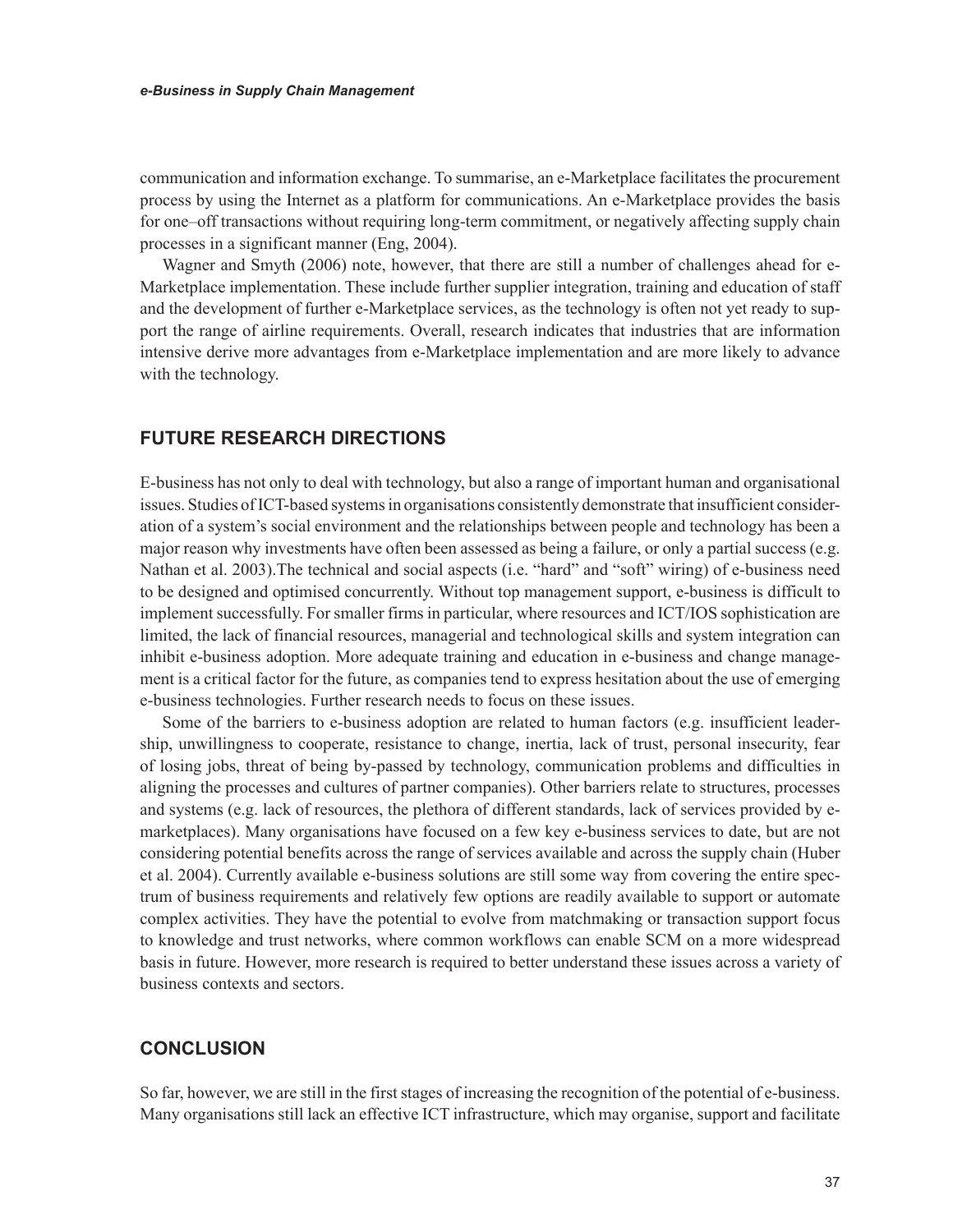communication and information exchange. To summarise, an e-Marketplace facilitates the procurement process by using the Internet as a platform for communications. An e-Marketplace provides the basis for one–off transactions without requiring long-term commitment, or negatively affecting supply chain processes in a significant manner (Eng, 2004).

Wagner and Smyth (2006) note, however, that there are still a number of challenges ahead for e-Marketplace implementation. These include further supplier integration, training and education of staff and the development of further e-Marketplace services, as the technology is often not yet ready to support the range of airline requirements. Overall, research indicates that industries that are information intensive derive more advantages from e-Marketplace implementation and are more likely to advance with the technology.

## FUTURE RESEARCH DIRECTIONS

E-business has not only to deal with technology, but also a range of important human and organisational issues. Studies of ICT-based systems in organisations consistently demonstrate that insufficient consideration of a system's social environment and the relationships between people and technology has been a major reason why investments have often been assessed as being a failure, or only a partial success (e.g. Nathan et al. 2003).The technical and social aspects (i.e. "hard" and "soft" wiring) of e-business need to be designed and optimised concurrently. Without top management support, e-business is difficult to implement successfully. For smaller firms in particular, where resources and ICT/IOS sophistication are limited, the lack of financial resources, managerial and technological skills and system integration can inhibit e-business adoption. More adequate training and education in e-business and change management is a critical factor for the future, as companies tend to express hesitation about the use of emerging e-business technologies. Further research needs to focus on these issues.

Some of the barriers to e-business adoption are related to human factors (e.g. insufficient leadership, unwillingness to cooperate, resistance to change, inertia, lack of trust, personal insecurity, fear of losing jobs, threat of being by-passed by technology, communication problems and difficulties in aligning the processes and cultures of partner companies). Other barriers relate to structures, processes and systems (e.g. lack of resources, the plethora of different standards, lack of services provided by e-marketplaces). Many organisations have focused on a few key e-business services to date, but are not considering potential benefits across the range of services available and across the supply chain (Huber et al. 2004). Currently available e-business solutions are still some way from covering the entire spectrum of business requirements and relatively few options are readily available to support or automate complex activities. They have the potential to evolve from matchmaking or transaction support focus to knowledge and trust networks, where common workflows can enable SCM on a more widespread basis in future. However, more research is required to better understand these issues across a variety of business contexts and sectors.

## CONCLUSION

So far, however, we are still in the first stages of increasing the recognition of the potential of e-business. Many organisations still lack an effective ICT infrastructure, which may organise, support and facilitate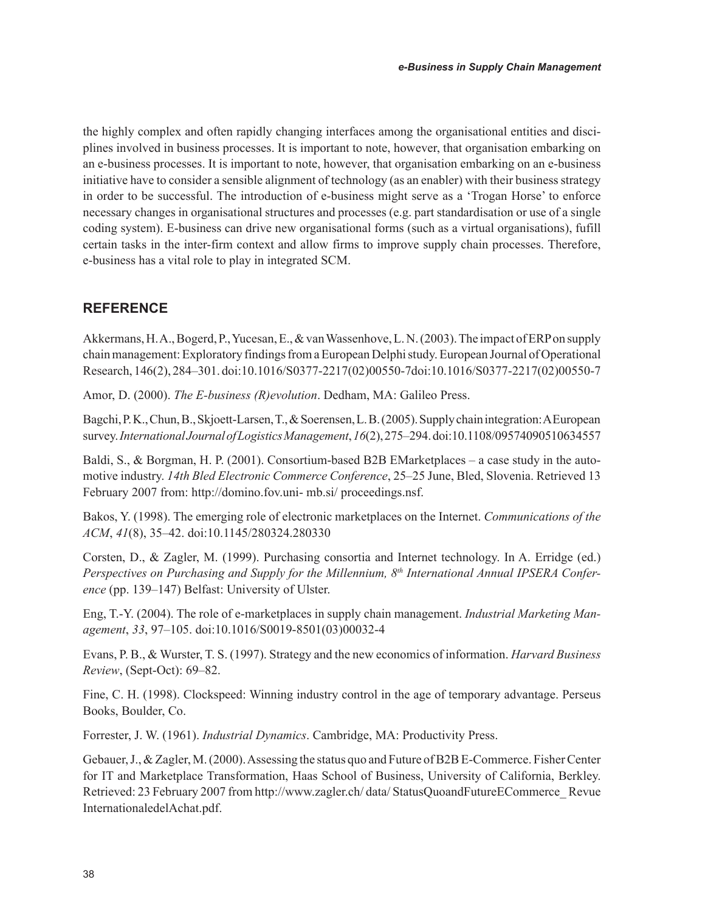the highly complex and often rapidly changing interfaces among the organisational entities and disciplines involved in business processes. It is important to note, however, that organisation embarking on an e-business processes. It is important to note, however, that organisation embarking on an e-business initiative have to consider a sensible alignment of technology (as an enabler) with their business strategy in order to be successful. The introduction of e-business might serve as a 'Trogan Horse' to enforce necessary changes in organisational structures and processes (e.g. part standardisation or use of a single coding system). E-business can drive new organisational forms (such as a virtual organisations), fufill certain tasks in the inter-firm context and allow firms to improve supply chain processes. Therefore, e-business has a vital role to play in integrated SCM.

## REFERENCE

Akkermans, H. A., Bogerd, P., Yucesan, E., & van Wassenhove, L. N. (2003). The impact of ERP on supply chain management: Exploratory findings from a European Delphi study. European Journal of Operational Research, 146(2), 284–301. doi:10.1016/S0377-2217(02)00550-7doi:10.1016/S0377-2217(02)00550-7

Amor, D. (2000). *The E-business (R)evolution*. Dedham, MA: Galileo Press.

Bagchi, P. K., Chun, B., Skjoett-Larsen, T., & Soerensen, L. B. (2005). Supply chain integration: A European survey. *International Journal of Logistics Management*, *16*(2), 275–294. doi:10.1108/09574090510634557

Baldi, S., & Borgman, H. P. (2001). Consortium-based B2B EMarketplaces – a case study in the automotive industry. *14th Bled Electronic Commerce Conference*, 25–25 June, Bled, Slovenia. Retrieved 13 February 2007 from: http://domino.fov.uni- mb.si/ proceedings.nsf.

Bakos, Y. (1998). The emerging role of electronic marketplaces on the Internet. *Communications of the ACM*, *41*(8), 35–42. doi:10.1145/280324.280330

Corsten, D., & Zagler, M. (1999). Purchasing consortia and Internet technology. In A. Erridge (ed.) *Perspectives on Purchasing and Supply for the Millennium, 8th International Annual IPSERA Conference* (pp. 139–147) Belfast: University of Ulster.

Eng, T.-Y. (2004). The role of e-marketplaces in supply chain management. *Industrial Marketing Management*, *33*, 97–105. doi:10.1016/S0019-8501(03)00032-4

Evans, P. B., & Wurster, T. S. (1997). Strategy and the new economics of information. *Harvard Business Review*, (Sept-Oct): 69–82.

Fine, C. H. (1998). Clockspeed: Winning industry control in the age of temporary advantage. Perseus Books, Boulder, Co.

Forrester, J. W. (1961). *Industrial Dynamics*. Cambridge, MA: Productivity Press.

Gebauer, J., & Zagler, M. (2000). Assessing the status quo and Future of B2B E-Commerce. Fisher Center for IT and Marketplace Transformation, Haas School of Business, University of California, Berkley. Retrieved: 23 February 2007 from http://www.zagler.ch/ data/ StatusQuoandFutureECommerce_ Revue InternationaledelAchat.pdf.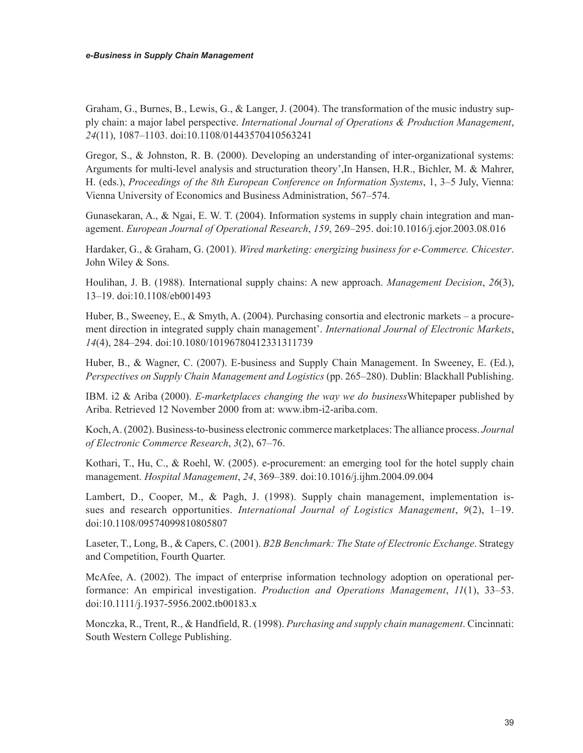Graham, G., Burnes, B., Lewis, G., & Langer, J. (2004). The transformation of the music industry supply chain: a major label perspective. *International Journal of Operations & Production Management*, *24*(11), 1087–1103. doi:10.1108/01443570410563241

Gregor, S., & Johnston, R. B. (2000). Developing an understanding of inter-organizational systems: Arguments for multi-level analysis and structuration theory',In Hansen, H.R., Bichler, M. & Mahrer, H. (eds.), *Proceedings of the 8th European Conference on Information Systems*, 1, 3–5 July, Vienna: Vienna University of Economics and Business Administration, 567–574.

Gunasekaran, A., & Ngai, E. W. T. (2004). Information systems in supply chain integration and management. *European Journal of Operational Research*, *159*, 269–295. doi:10.1016/j.ejor.2003.08.016

Hardaker, G., & Graham, G. (2001). *Wired marketing: energizing business for e-Commerce. Chicester*. John Wiley & Sons.

Houlihan, J. B. (1988). International supply chains: A new approach. *Management Decision*, *26*(3), 13–19. doi:10.1108/eb001493

Huber, B., Sweeney, E., & Smyth, A. (2004). Purchasing consortia and electronic markets – a procurement direction in integrated supply chain management'. *International Journal of Electronic Markets*, *14*(4), 284–294. doi:10.1080/10196780412331311739

Huber, B., & Wagner, C. (2007). E-business and Supply Chain Management. In Sweeney, E. (Ed.), *Perspectives on Supply Chain Management and Logistics* (pp. 265–280). Dublin: Blackhall Publishing.

IBM. i2 & Ariba (2000). *E-marketplaces changing the way we do business*Whitepaper published by Ariba. Retrieved 12 November 2000 from at: www.ibm-i2-ariba.com.

Koch, A. (2002). Business-to-business electronic commerce marketplaces: The alliance process. *Journal of Electronic Commerce Research*, *3*(2), 67–76.

Kothari, T., Hu, C., & Roehl, W. (2005). e-procurement: an emerging tool for the hotel supply chain management. *Hospital Management*, *24*, 369–389. doi:10.1016/j.ijhm.2004.09.004

Lambert, D., Cooper, M., & Pagh, J. (1998). Supply chain management, implementation issues and research opportunities. *International Journal of Logistics Management*, *9*(2), 1–19. doi:10.1108/09574099810805807

Laseter, T., Long, B., & Capers, C. (2001). *B2B Benchmark: The State of Electronic Exchange*. Strategy and Competition, Fourth Quarter.

McAfee, A. (2002). The impact of enterprise information technology adoption on operational performance: An empirical investigation. *Production and Operations Management*, *11*(1), 33–53. doi:10.1111/j.1937-5956.2002.tb00183.x

Monczka, R., Trent, R., & Handfield, R. (1998). *Purchasing and supply chain management*. Cincinnati: South Western College Publishing.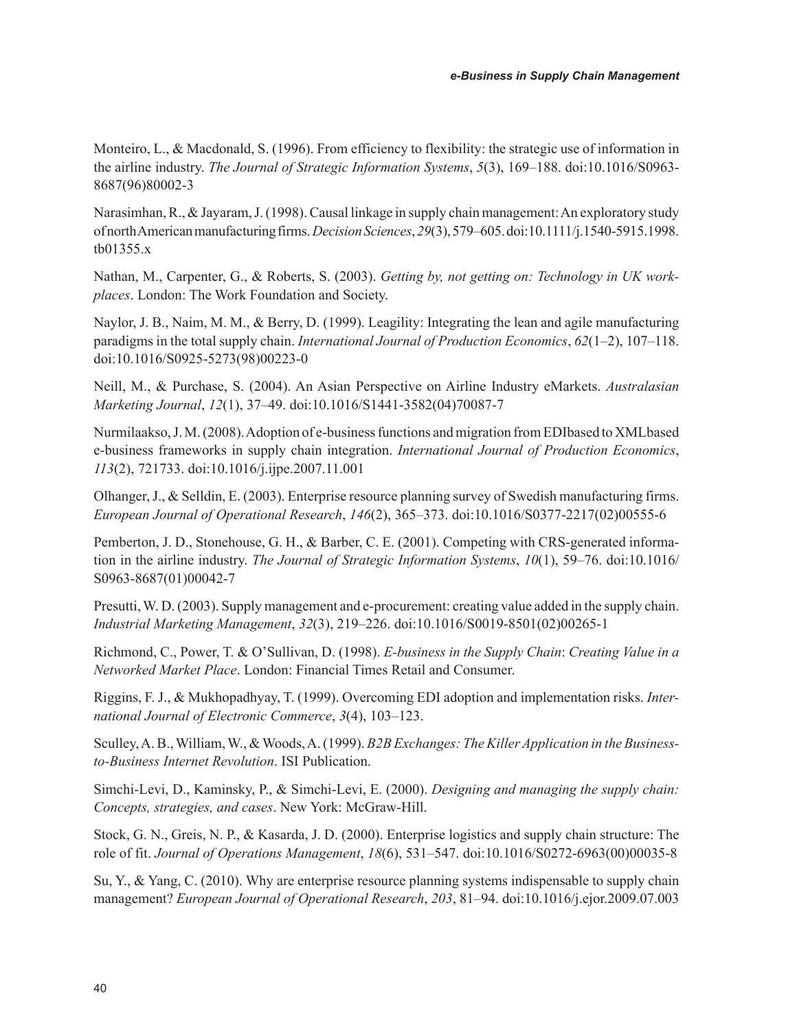Monteiro, L., & Macdonald, S. (1996). From efficiency to flexibility: the strategic use of information in the airline industry. *The Journal of Strategic Information Systems*, *5*(3), 169–188. doi:10.1016/S0963-8687(96)80002-3

Narasimhan, R., & Jayaram, J. (1998). Causal linkage in supply chain management: An exploratory study of north American manufacturing firms. *Decision Sciences*, *29*(3), 579–605. doi:10.1111/j.1540-5915.1998.tb01355.x

Nathan, M., Carpenter, G., & Roberts, S. (2003). *Getting by, not getting on: Technology in UK workplaces*. London: The Work Foundation and Society.

Naylor, J. B., Naim, M. M., & Berry, D. (1999). Leagility: Integrating the lean and agile manufacturing paradigms in the total supply chain. *International Journal of Production Economics*, *62*(1–2), 107–118. doi:10.1016/S0925-5273(98)00223-0

Neill, M., & Purchase, S. (2004). An Asian Perspective on Airline Industry eMarkets. *Australasian Marketing Journal*, *12*(1), 37–49. doi:10.1016/S1441-3582(04)70087-7

Nurmilaakso, J. M. (2008). Adoption of e-business functions and migration from EDIbased to XMLbased e-business frameworks in supply chain integration. *International Journal of Production Economics*, *113*(2), 721733. doi:10.1016/j.ijpe.2007.11.001

Olhanger, J., & Selldin, E. (2003). Enterprise resource planning survey of Swedish manufacturing firms. *European Journal of Operational Research*, *146*(2), 365–373. doi:10.1016/S0377-2217(02)00555-6

Pemberton, J. D., Stonehouse, G. H., & Barber, C. E. (2001). Competing with CRS-generated information in the airline industry. *The Journal of Strategic Information Systems*, *10*(1), 59–76. doi:10.1016/S0963-8687(01)00042-7

Presutti, W. D. (2003). Supply management and e-procurement: creating value added in the supply chain. *Industrial Marketing Management*, *32*(3), 219–226. doi:10.1016/S0019-8501(02)00265-1

Richmond, C., Power, T. & O'Sullivan, D. (1998). *E-business in the Supply Chain*: *Creating Value in a Networked Market Place*. London: Financial Times Retail and Consumer.

Riggins, F. J., & Mukhopadhyay, T. (1999). Overcoming EDI adoption and implementation risks. *International Journal of Electronic Commerce*, *3*(4), 103–123.

Sculley, A. B., William, W., & Woods, A. (1999). *B2B Exchanges: The Killer Application in the Business-to-Business Internet Revolution*. ISI Publication.

Simchi-Levi, D., Kaminsky, P., & Simchi-Levi, E. (2000). *Designing and managing the supply chain: Concepts, strategies, and cases*. New York: McGraw-Hill.

Stock, G. N., Greis, N. P., & Kasarda, J. D. (2000). Enterprise logistics and supply chain structure: The role of fit. *Journal of Operations Management*, *18*(6), 531–547. doi:10.1016/S0272-6963(00)00035-8

Su, Y., & Yang, C. (2010). Why are enterprise resource planning systems indispensable to supply chain management? *European Journal of Operational Research*, *203*, 81–94. doi:10.1016/j.ejor.2009.07.003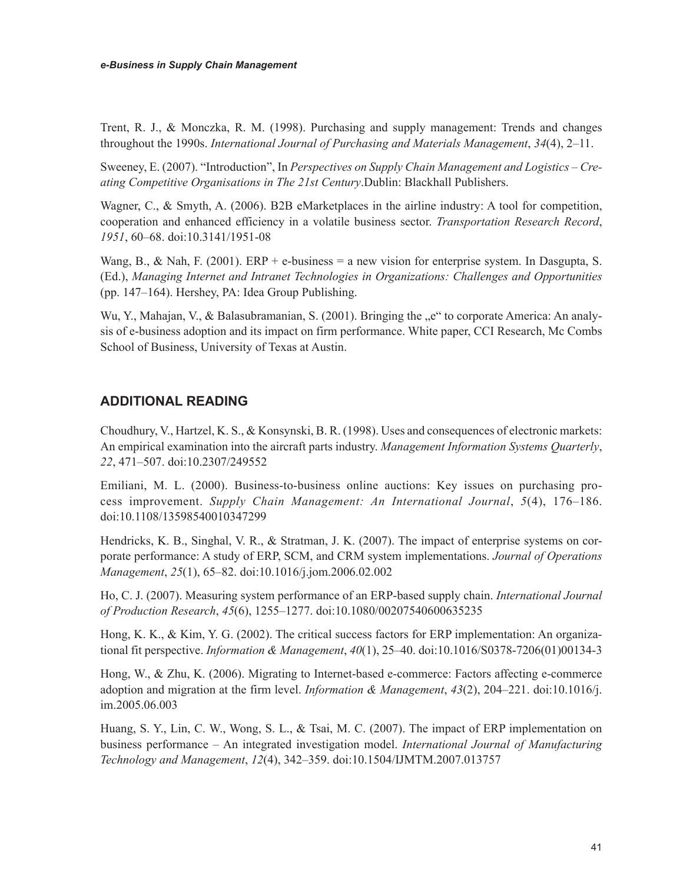Trent, R. J., & Monczka, R. M. (1998). Purchasing and supply management: Trends and changes throughout the 1990s. *International Journal of Purchasing and Materials Management*, *34*(4), 2–11.

Sweeney, E. (2007). "Introduction", In *Perspectives on Supply Chain Management and Logistics – Creating Competitive Organisations in The 21st Century*.Dublin: Blackhall Publishers.

Wagner, C., & Smyth, A. (2006). B2B eMarketplaces in the airline industry: A tool for competition, cooperation and enhanced efficiency in a volatile business sector. *Transportation Research Record*, *1951*, 60–68. doi:10.3141/1951-08

Wang, B., & Nah, F. (2001). ERP + e-business = a new vision for enterprise system. In Dasgupta, S. (Ed.), *Managing Internet and Intranet Technologies in Organizations: Challenges and Opportunities* (pp. 147–164). Hershey, PA: Idea Group Publishing.

Wu, Y., Mahajan, V., & Balasubramanian, S. (2001). Bringing the „e" to corporate America: An analysis of e-business adoption and its impact on firm performance. White paper, CCI Research, Mc Combs School of Business, University of Texas at Austin.

## ADDITIONAL READING

Choudhury, V., Hartzel, K. S., & Konsynski, B. R. (1998). Uses and consequences of electronic markets: An empirical examination into the aircraft parts industry. *Management Information Systems Quarterly*, *22*, 471–507. doi:10.2307/249552

Emiliani, M. L. (2000). Business-to-business online auctions: Key issues on purchasing process improvement. *Supply Chain Management: An International Journal*, *5*(4), 176–186. doi:10.1108/13598540010347299

Hendricks, K. B., Singhal, V. R., & Stratman, J. K. (2007). The impact of enterprise systems on corporate performance: A study of ERP, SCM, and CRM system implementations. *Journal of Operations Management*, *25*(1), 65–82. doi:10.1016/j.jom.2006.02.002

Ho, C. J. (2007). Measuring system performance of an ERP-based supply chain. *International Journal of Production Research*, *45*(6), 1255–1277. doi:10.1080/00207540600635235

Hong, K. K., & Kim, Y. G. (2002). The critical success factors for ERP implementation: An organizational fit perspective. *Information & Management*, *40*(1), 25–40. doi:10.1016/S0378-7206(01)00134-3

Hong, W., & Zhu, K. (2006). Migrating to Internet-based e-commerce: Factors affecting e-commerce adoption and migration at the firm level. *Information & Management*, *43*(2), 204–221. doi:10.1016/j.im.2005.06.003

Huang, S. Y., Lin, C. W., Wong, S. L., & Tsai, M. C. (2007). The impact of ERP implementation on business performance – An integrated investigation model. *International Journal of Manufacturing Technology and Management*, *12*(4), 342–359. doi:10.1504/IJMTM.2007.013757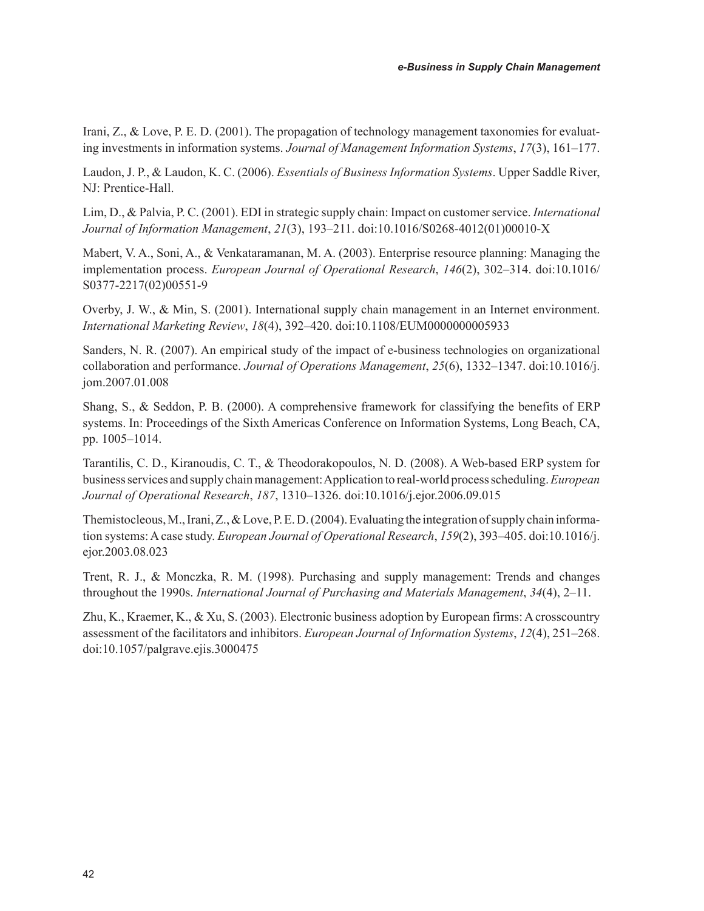Irani, Z., & Love, P. E. D. (2001). The propagation of technology management taxonomies for evaluating investments in information systems. *Journal of Management Information Systems*, *17*(3), 161–177.

Laudon, J. P., & Laudon, K. C. (2006). *Essentials of Business Information Systems*. Upper Saddle River, NJ: Prentice-Hall.

Lim, D., & Palvia, P. C. (2001). EDI in strategic supply chain: Impact on customer service. *International Journal of Information Management*, *21*(3), 193–211. doi:10.1016/S0268-4012(01)00010-X

Mabert, V. A., Soni, A., & Venkataramanan, M. A. (2003). Enterprise resource planning: Managing the implementation process. *European Journal of Operational Research*, *146*(2), 302–314. doi:10.1016/S0377-2217(02)00551-9

Overby, J. W., & Min, S. (2001). International supply chain management in an Internet environment. *International Marketing Review*, *18*(4), 392–420. doi:10.1108/EUM0000000005933

Sanders, N. R. (2007). An empirical study of the impact of e-business technologies on organizational collaboration and performance. *Journal of Operations Management*, *25*(6), 1332–1347. doi:10.1016/j.jom.2007.01.008

Shang, S., & Seddon, P. B. (2000). A comprehensive framework for classifying the benefits of ERP systems. In: Proceedings of the Sixth Americas Conference on Information Systems, Long Beach, CA, pp. 1005–1014.

Tarantilis, C. D., Kiranoudis, C. T., & Theodorakopoulos, N. D. (2008). A Web-based ERP system for business services and supply chain management: Application to real-world process scheduling. *European Journal of Operational Research*, *187*, 1310–1326. doi:10.1016/j.ejor.2006.09.015

Themistocleous, M., Irani, Z., & Love, P. E. D. (2004). Evaluating the integration of supply chain information systems: A case study. *European Journal of Operational Research*, *159*(2), 393–405. doi:10.1016/j.ejor.2003.08.023

Trent, R. J., & Monczka, R. M. (1998). Purchasing and supply management: Trends and changes throughout the 1990s. *International Journal of Purchasing and Materials Management*, *34*(4), 2–11.

Zhu, K., Kraemer, K., & Xu, S. (2003). Electronic business adoption by European firms: A crosscountry assessment of the facilitators and inhibitors. *European Journal of Information Systems*, *12*(4), 251–268. doi:10.1057/palgrave.ejis.3000475